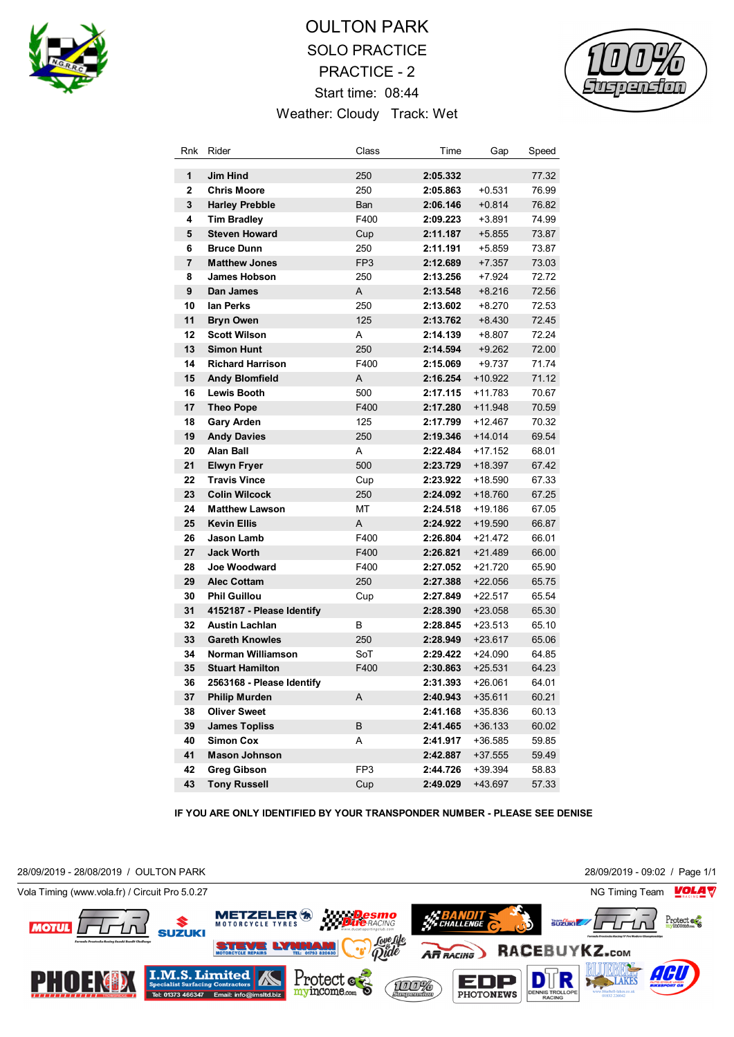# OULTON PARK

## SOLO PRACTICE

## PRACTICE - 2

Start time: 08:44

Weather: Cloudy Track: Wet

| Rnk | Rider | Class | Time | Gap | Speed |
|---|---|---|---|---|---|
| 1 | **Jim Hind** | 250 | **2:05.332** | | 77.32 |
| 2 | **Chris Moore** | 250 | **2:05.863** | +0.531 | 76.99 |
| 3 | **Harley Prebble** | Ban | **2:06.146** | +0.814 | 76.82 |
| 4 | **Tim Bradley** | F400 | **2:09.223** | +3.891 | 74.99 |
| 5 | **Steven Howard** | Cup | **2:11.187** | +5.855 | 73.87 |
| 6 | **Bruce Dunn** | 250 | **2:11.191** | +5.859 | 73.87 |
| 7 | **Matthew Jones** | FP3 | **2:12.689** | +7.357 | 73.03 |
| 8 | **James Hobson** | 250 | **2:13.256** | +7.924 | 72.72 |
| 9 | **Dan James** | A | **2:13.548** | +8.216 | 72.56 |
| 10 | **Ian Perks** | 250 | **2:13.602** | +8.270 | 72.53 |
| 11 | **Bryn Owen** | 125 | **2:13.762** | +8.430 | 72.45 |
| 12 | **Scott Wilson** | A | **2:14.139** | +8.807 | 72.24 |
| 13 | **Simon Hunt** | 250 | **2:14.594** | +9.262 | 72.00 |
| 14 | **Richard Harrison** | F400 | **2:15.069** | +9.737 | 71.74 |
| 15 | **Andy Blomfield** | A | **2:16.254** | +10.922 | 71.12 |
| 16 | **Lewis Booth** | 500 | **2:17.115** | +11.783 | 70.67 |
| 17 | **Theo Pope** | F400 | **2:17.280** | +11.948 | 70.59 |
| 18 | **Gary Arden** | 125 | **2:17.799** | +12.467 | 70.32 |
| 19 | **Andy Davies** | 250 | **2:19.346** | +14.014 | 69.54 |
| 20 | **Alan Ball** | A | **2:22.484** | +17.152 | 68.01 |
| 21 | **Elwyn Fryer** | 500 | **2:23.729** | +18.397 | 67.42 |
| 22 | **Travis Vince** | Cup | **2:23.922** | +18.590 | 67.33 |
| 23 | **Colin Wilcock** | 250 | **2:24.092** | +18.760 | 67.25 |
| 24 | **Matthew Lawson** | MT | **2:24.518** | +19.186 | 67.05 |
| 25 | **Kevin Ellis** | A | **2:24.922** | +19.590 | 66.87 |
| 26 | **Jason Lamb** | F400 | **2:26.804** | +21.472 | 66.01 |
| 27 | **Jack Worth** | F400 | **2:26.821** | +21.489 | 66.00 |
| 28 | **Joe Woodward** | F400 | **2:27.052** | +21.720 | 65.90 |
| 29 | **Alec Cottam** | 250 | **2:27.388** | +22.056 | 65.75 |
| 30 | **Phil Guillou** | Cup | **2:27.849** | +22.517 | 65.54 |
| 31 | **4152187 - Please Identify** | | **2:28.390** | +23.058 | 65.30 |
| 32 | **Austin Lachlan** | B | **2:28.845** | +23.513 | 65.10 |
| 33 | **Gareth Knowles** | 250 | **2:28.949** | +23.617 | 65.06 |
| 34 | **Norman Williamson** | SoT | **2:29.422** | +24.090 | 64.85 |
| 35 | **Stuart Hamilton** | F400 | **2:30.863** | +25.531 | 64.23 |
| 36 | **2563168 - Please Identify** | | **2:31.393** | +26.061 | 64.01 |
| 37 | **Philip Murden** | A | **2:40.943** | +35.611 | 60.21 |
| 38 | **Oliver Sweet** | | **2:41.168** | +35.836 | 60.13 |
| 39 | **James Topliss** | B | **2:41.465** | +36.133 | 60.02 |
| 40 | **Simon Cox** | A | **2:41.917** | +36.585 | 59.85 |
| 41 | **Mason Johnson** | | **2:42.887** | +37.555 | 59.49 |
| 42 | **Greg Gibson** | FP3 | **2:44.726** | +39.394 | 58.83 |
| 43 | **Tony Russell** | Cup | **2:49.029** | +43.697 | 57.33 |

**IF YOU ARE ONLY IDENTIFIED BY YOUR TRANSPONDER NUMBER - PLEASE SEE DENISE**

28/09/2019 - 28/08/2019 / OULTON PARK — 28/09/2019 - 09:02

Vola Timing (www.vola.fr) / Circuit Pro 5.0.27 — NG Timing Team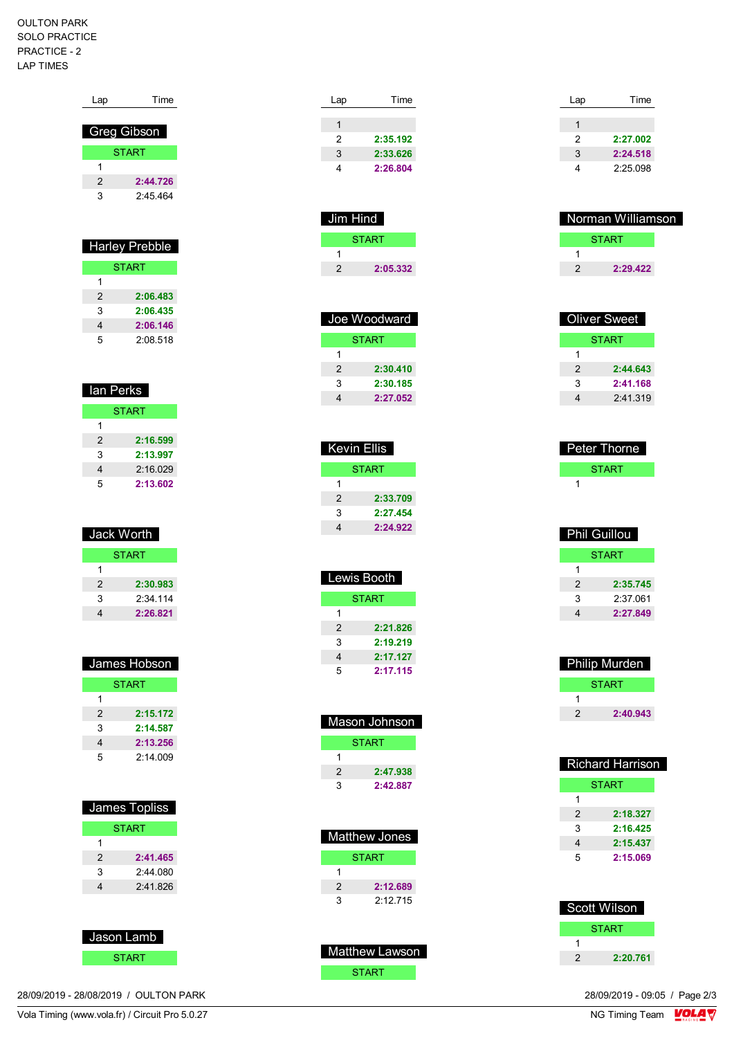OULTON PARK
SOLO PRACTICE
PRACTICE - 2
LAP TIMES

### Greg Gibson

| Lap | Time |
|---|---|
| START | |
| 1 | |
| 2 | **2:44.726** |
| 3 | 2:45.464 |

### Harley Prebble

| Lap | Time |
|---|---|
| START | |
| 1 | |
| 2 | **2:06.483** |
| 3 | **2:06.435** |
| 4 | **2:06.146** |
| 5 | 2:08.518 |

### Ian Perks

| Lap | Time |
|---|---|
| START | |
| 1 | |
| 2 | **2:16.599** |
| 3 | **2:13.997** |
| 4 | 2:16.029 |
| 5 | **2:13.602** |

### Jack Worth

| Lap | Time |
|---|---|
| START | |
| 1 | |
| 2 | **2:30.983** |
| 3 | 2:34.114 |
| 4 | **2:26.821** |

### James Hobson

| Lap | Time |
|---|---|
| START | |
| 1 | |
| 2 | **2:15.172** |
| 3 | **2:14.587** |
| 4 | **2:13.256** |
| 5 | 2:14.009 |

### James Topliss

| Lap | Time |
|---|---|
| START | |
| 1 | |
| 2 | **2:41.465** |
| 3 | 2:44.080 |
| 4 | 2:41.826 |

### Jason Lamb

| Lap | Time |
|---|---|
| START | |
| 1 | |
| 2 | **2:35.192** |
| 3 | **2:33.626** |
| 4 | **2:26.804** |

### Jim Hind

| Lap | Time |
|---|---|
| START | |
| 1 | |
| 2 | **2:05.332** |

### Joe Woodward

| Lap | Time |
|---|---|
| START | |
| 1 | |
| 2 | **2:30.410** |
| 3 | **2:30.185** |
| 4 | **2:27.052** |

### Kevin Ellis

| Lap | Time |
|---|---|
| START | |
| 1 | |
| 2 | **2:33.709** |
| 3 | **2:27.454** |
| 4 | **2:24.922** |

### Lewis Booth

| Lap | Time |
|---|---|
| START | |
| 1 | |
| 2 | **2:21.826** |
| 3 | **2:19.219** |
| 4 | **2:17.127** |
| 5 | **2:17.115** |

### Mason Johnson

| Lap | Time |
|---|---|
| START | |
| 1 | |
| 2 | **2:47.938** |
| 3 | **2:42.887** |

### Matthew Jones

| Lap | Time |
|---|---|
| START | |
| 1 | |
| 2 | **2:12.689** |
| 3 | 2:12.715 |

### Matthew Lawson

| Lap | Time |
|---|---|
| START | |
| 1 | |
| 2 | **2:27.002** |
| 3 | **2:24.518** |
| 4 | 2:25.098 |

### Norman Williamson

| Lap | Time |
|---|---|
| START | |
| 1 | |
| 2 | **2:29.422** |

### Oliver Sweet

| Lap | Time |
|---|---|
| START | |
| 1 | |
| 2 | **2:44.643** |
| 3 | **2:41.168** |
| 4 | 2:41.319 |

### Peter Thorne

| Lap | Time |
|---|---|
| START | |
| 1 | |

### Phil Guillou

| Lap | Time |
|---|---|
| START | |
| 1 | |
| 2 | **2:35.745** |
| 3 | 2:37.061 |
| 4 | **2:27.849** |

### Philip Murden

| Lap | Time |
|---|---|
| START | |
| 1 | |
| 2 | **2:40.943** |

### Richard Harrison

| Lap | Time |
|---|---|
| START | |
| 1 | |
| 2 | **2:18.327** |
| 3 | **2:16.425** |
| 4 | **2:15.437** |
| 5 | **2:15.069** |

### Scott Wilson

| Lap | Time |
|---|---|
| START | |
| 1 | |
| 2 | **2:20.761** |

28/09/2019 - 28/08/2019 / OULTON PARK

28/09/2019 - 09:05

Vola Timing (www.vola.fr) / Circuit Pro 5.0.27

NG Timing Team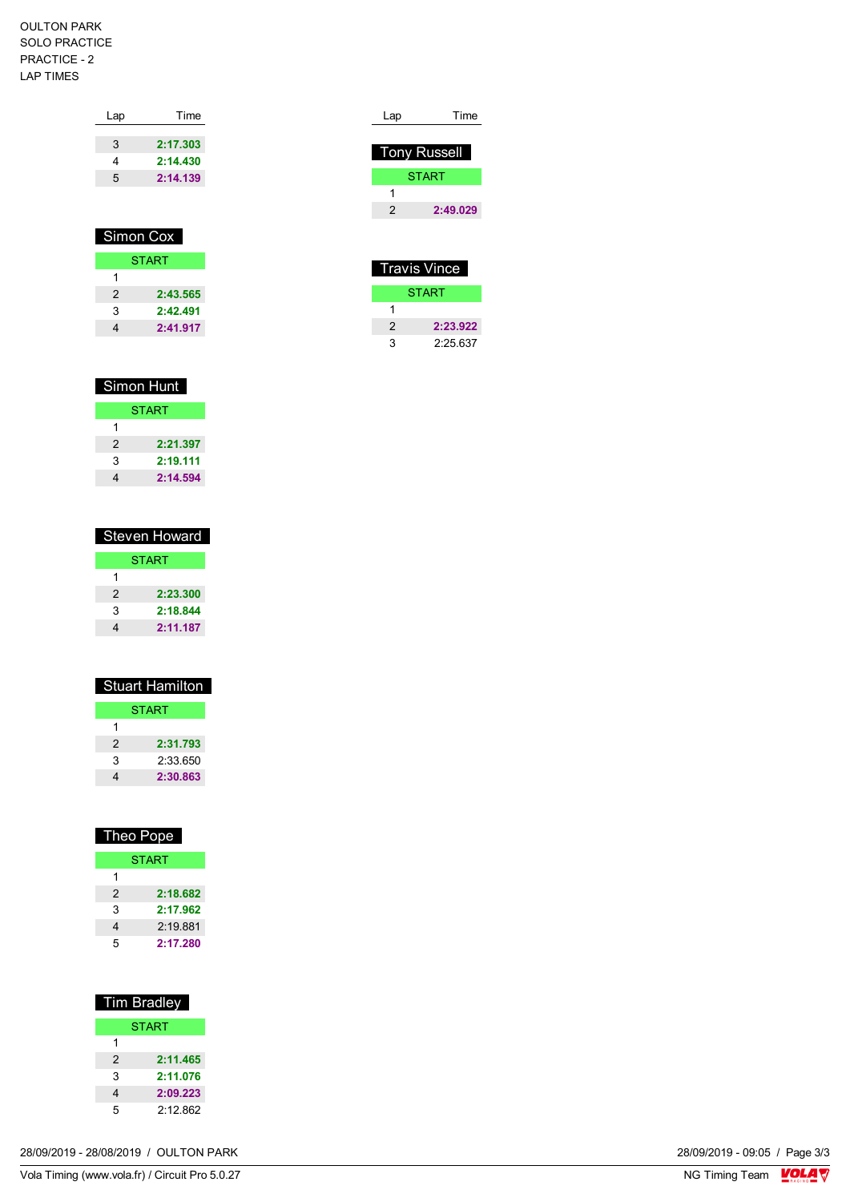OULTON PARK
SOLO PRACTICE
PRACTICE - 2
LAP TIMES

| Lap | Time |
|---|---|
| 3 | **2:17.303** |
| 4 | **2:14.430** |
| 5 | **2:14.139** |

## Simon Cox

| Lap | Time |
|---|---|
| START | |
| 1 | |
| 2 | **2:43.565** |
| 3 | **2:42.491** |
| 4 | **2:41.917** |

## Simon Hunt

| Lap | Time |
|---|---|
| START | |
| 1 | |
| 2 | **2:21.397** |
| 3 | **2:19.111** |
| 4 | **2:14.594** |

## Steven Howard

| Lap | Time |
|---|---|
| START | |
| 1 | |
| 2 | **2:23.300** |
| 3 | **2:18.844** |
| 4 | **2:11.187** |

## Stuart Hamilton

| Lap | Time |
|---|---|
| START | |
| 1 | |
| 2 | **2:31.793** |
| 3 | 2:33.650 |
| 4 | **2:30.863** |

## Theo Pope

| Lap | Time |
|---|---|
| START | |
| 1 | |
| 2 | **2:18.682** |
| 3 | **2:17.962** |
| 4 | 2:19.881 |
| 5 | **2:17.280** |

## Tim Bradley

| Lap | Time |
|---|---|
| START | |
| 1 | |
| 2 | **2:11.465** |
| 3 | **2:11.076** |
| 4 | **2:09.223** |
| 5 | 2:12.862 |

## Tony Russell

| Lap | Time |
|---|---|
| START | |
| 1 | |
| 2 | **2:49.029** |

## Travis Vince

| Lap | Time |
|---|---|
| START | |
| 1 | |
| 2 | **2:23.922** |
| 3 | 2:25.637 |

28/09/2019 - 28/08/2019 / OULTON PARK

28/09/2019 - 09:05

Vola Timing (www.vola.fr) / Circuit Pro 5.0.27

NG Timing Team